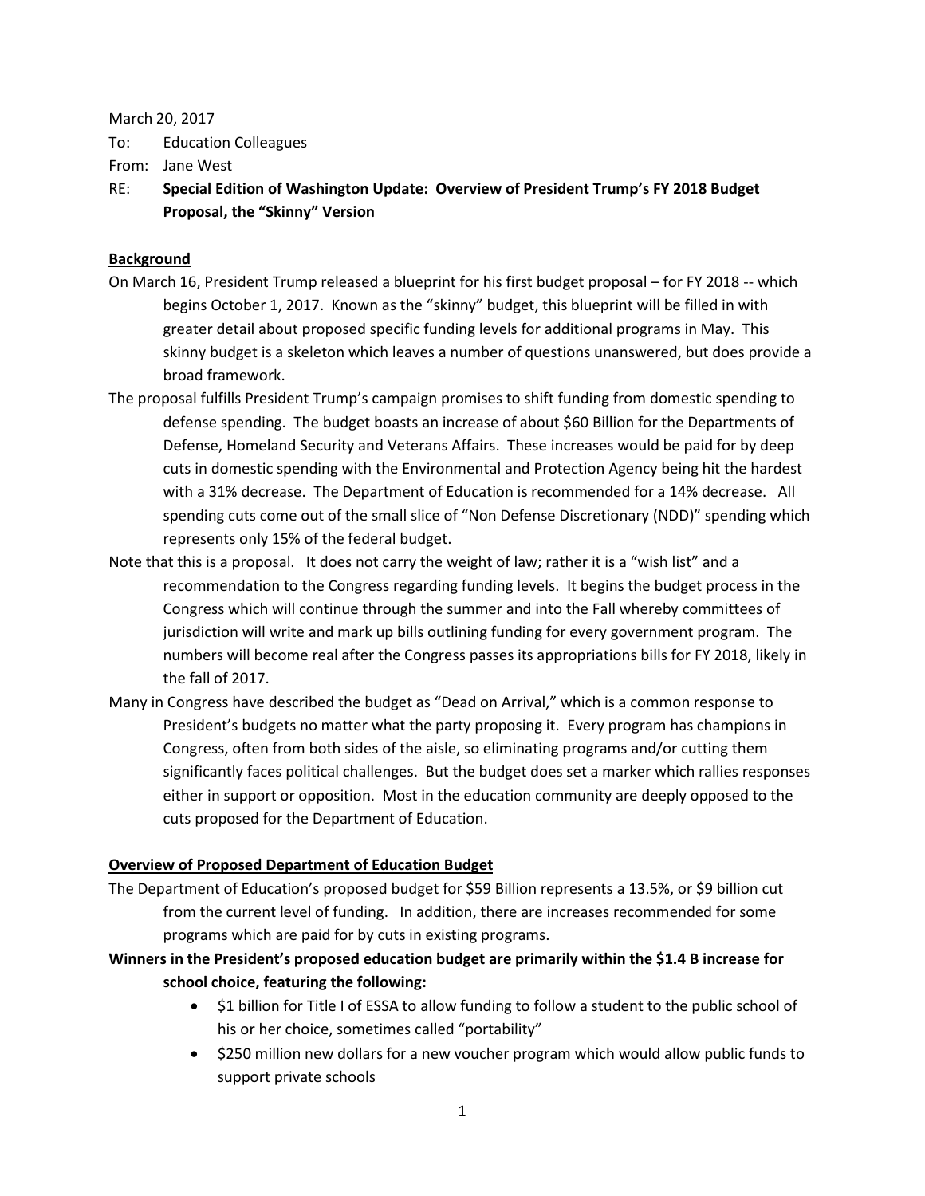March 20, 2017

To: Education Colleagues

From: Jane West

RE: **Special Edition of Washington Update: Overview of President Trump's FY 2018 Budget Proposal, the "Skinny" Version**

## <u>Background</u>

On March 16, President Trump released a blueprint for his first budget proposal – for FY 2018 -- which begins October 1, 2017. Known as the "skinny" budget, this blueprint will be filled in with greater detail about proposed specific funding levels for additional programs in May. This skinny budget is a skeleton which leaves a number of questions unanswered, but does provide a broad framework.

The proposal fulfills President Trump's campaign promises to shift funding from domestic spending to defense spending. The budget boasts an increase of about $60 Billion for the Departments of Defense, Homeland Security and Veterans Affairs. These increases would be paid for by deep cuts in domestic spending with the Environmental and Protection Agency being hit the hardest with a 31% decrease. The Department of Education is recommended for a 14% decrease. All spending cuts come out of the small slice of "Non Defense Discretionary (NDD)" spending which represents only 15% of the federal budget.

Note that this is a proposal. It does not carry the weight of law; rather it is a "wish list" and a recommendation to the Congress regarding funding levels. It begins the budget process in the Congress which will continue through the summer and into the Fall whereby committees of jurisdiction will write and mark up bills outlining funding for every government program. The numbers will become real after the Congress passes its appropriations bills for FY 2018, likely in the fall of 2017.

Many in Congress have described the budget as "Dead on Arrival," which is a common response to President's budgets no matter what the party proposing it. Every program has champions in Congress, often from both sides of the aisle, so eliminating programs and/or cutting them significantly faces political challenges. But the budget does set a marker which rallies responses either in support or opposition. Most in the education community are deeply opposed to the cuts proposed for the Department of Education.

## <u>Overview of Proposed Department of Education Budget</u>

The Department of Education's proposed budget for $59 Billion represents a 13.5%, or $9 billion cut from the current level of funding. In addition, there are increases recommended for some programs which are paid for by cuts in existing programs.

**Winners in the President's proposed education budget are primarily within the $1.4 B increase for school choice, featuring the following:**

- $1 billion for Title I of ESSA to allow funding to follow a student to the public school of his or her choice, sometimes called "portability"
- $250 million new dollars for a new voucher program which would allow public funds to support private schools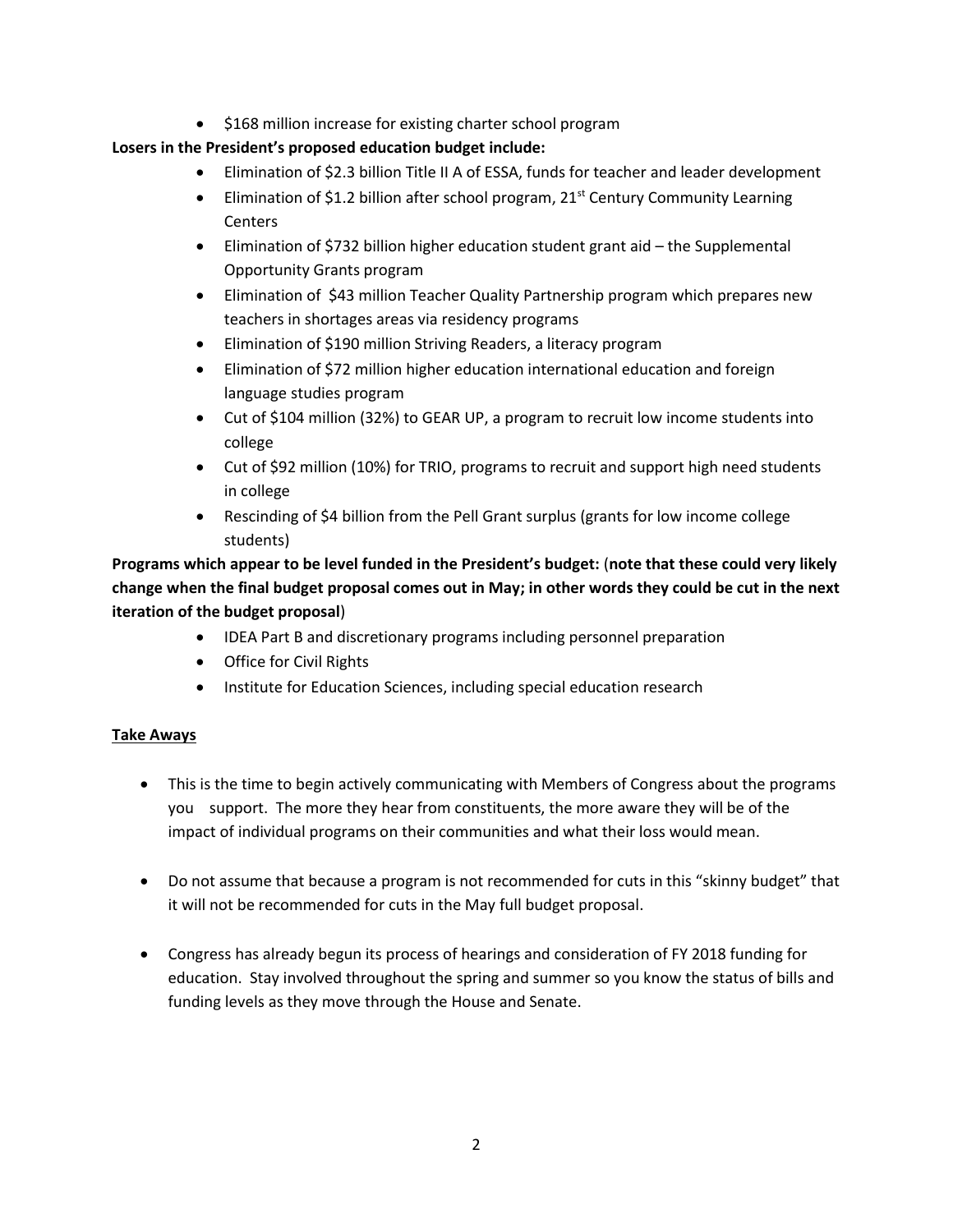- $168 million increase for existing charter school program

**Losers in the President's proposed education budget include:**

- Elimination of $2.3 billion Title II A of ESSA, funds for teacher and leader development
- Elimination of $1.2 billion after school program, 21st Century Community Learning Centers
- Elimination of $732 billion higher education student grant aid – the Supplemental Opportunity Grants program
- Elimination of $43 million Teacher Quality Partnership program which prepares new teachers in shortages areas via residency programs
- Elimination of $190 million Striving Readers, a literacy program
- Elimination of $72 million higher education international education and foreign language studies program
- Cut of $104 million (32%) to GEAR UP, a program to recruit low income students into college
- Cut of $92 million (10%) for TRIO, programs to recruit and support high need students in college
- Rescinding of $4 billion from the Pell Grant surplus (grants for low income college students)

**Programs which appear to be level funded in the President's budget:** (**note that these could very likely change when the final budget proposal comes out in May; in other words they could be cut in the next iteration of the budget proposal**)

- IDEA Part B and discretionary programs including personnel preparation
- Office for Civil Rights
- Institute for Education Sciences, including special education research

**Take Aways**

- This is the time to begin actively communicating with Members of Congress about the programs you support. The more they hear from constituents, the more aware they will be of the impact of individual programs on their communities and what their loss would mean.

- Do not assume that because a program is not recommended for cuts in this "skinny budget" that it will not be recommended for cuts in the May full budget proposal.

- Congress has already begun its process of hearings and consideration of FY 2018 funding for education. Stay involved throughout the spring and summer so you know the status of bills and funding levels as they move through the House and Senate.